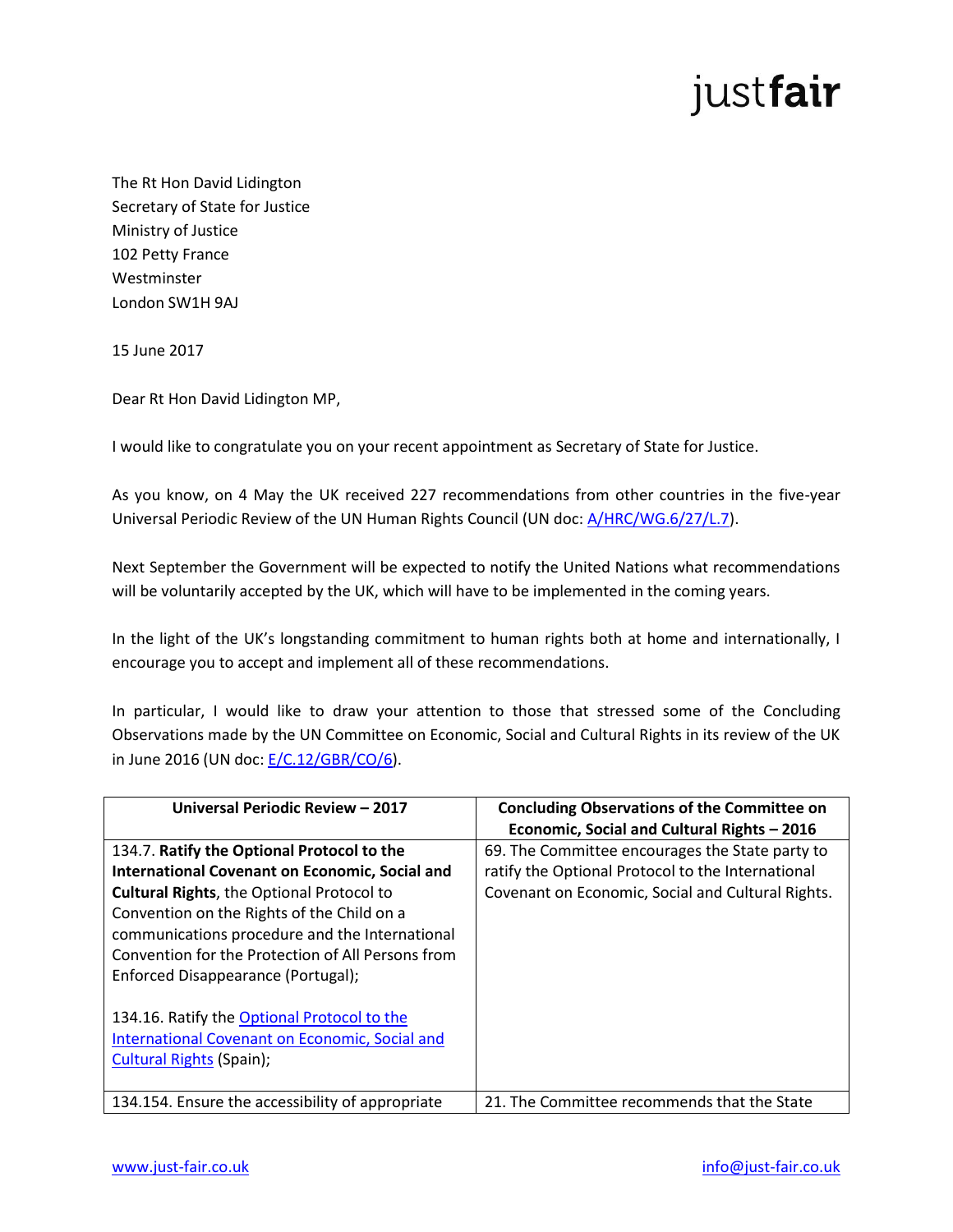justfair

The Rt Hon David Lidington
Secretary of State for Justice
Ministry of Justice
102 Petty France
Westminster
London SW1H 9AJ

15 June 2017

Dear Rt Hon David Lidington MP,

I would like to congratulate you on your recent appointment as Secretary of State for Justice.

As you know, on 4 May the UK received 227 recommendations from other countries in the five-year Universal Periodic Review of the UN Human Rights Council (UN doc: A/HRC/WG.6/27/L.7).

Next September the Government will be expected to notify the United Nations what recommendations will be voluntarily accepted by the UK, which will have to be implemented in the coming years.

In the light of the UK's longstanding commitment to human rights both at home and internationally, I encourage you to accept and implement all of these recommendations.

In particular, I would like to draw your attention to those that stressed some of the Concluding Observations made by the UN Committee on Economic, Social and Cultural Rights in its review of the UK in June 2016 (UN doc: E/C.12/GBR/CO/6).

| Universal Periodic Review – 2017 | Concluding Observations of the Committee on Economic, Social and Cultural Rights – 2016 |
|---|---|
| 134.7. **Ratify the Optional Protocol to the International Covenant on Economic, Social and Cultural Rights**, the Optional Protocol to Convention on the Rights of the Child on a communications procedure and the International Convention for the Protection of All Persons from Enforced Disappearance (Portugal);<br><br>134.16. Ratify the Optional Protocol to the International Covenant on Economic, Social and Cultural Rights (Spain); | 69. The Committee encourages the State party to ratify the Optional Protocol to the International Covenant on Economic, Social and Cultural Rights. |
| 134.154. Ensure the accessibility of appropriate | 21. The Committee recommends that the State |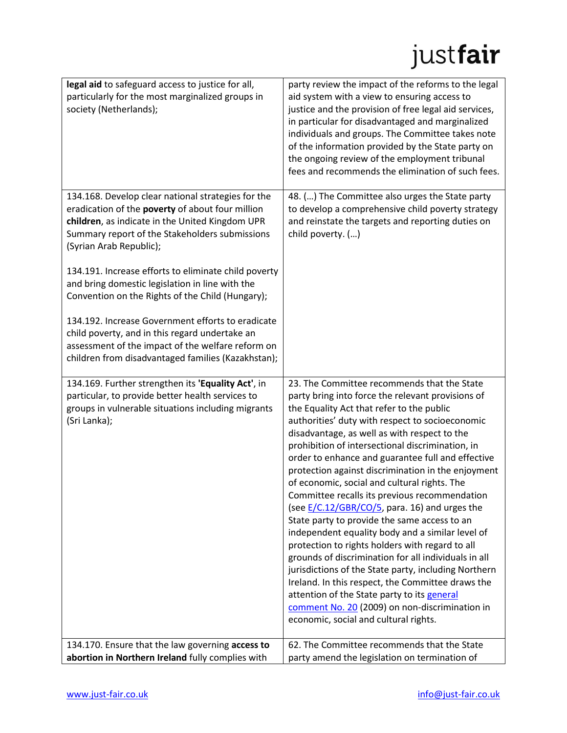| | |
|---|---|
| **legal aid** to safeguard access to justice for all, particularly for the most marginalized groups in society (Netherlands); | party review the impact of the reforms to the legal aid system with a view to ensuring access to justice and the provision of free legal aid services, in particular for disadvantaged and marginalized individuals and groups. The Committee takes note of the information provided by the State party on the ongoing review of the employment tribunal fees and recommends the elimination of such fees. |
| 134.168. Develop clear national strategies for the eradication of the **poverty** of about four million **children**, as indicate in the United Kingdom UPR Summary report of the Stakeholders submissions (Syrian Arab Republic);<br><br>134.191. Increase efforts to eliminate child poverty and bring domestic legislation in line with the Convention on the Rights of the Child (Hungary);<br><br>134.192. Increase Government efforts to eradicate child poverty, and in this regard undertake an assessment of the impact of the welfare reform on children from disadvantaged families (Kazakhstan); | 48. (…) The Committee also urges the State party to develop a comprehensive child poverty strategy and reinstate the targets and reporting duties on child poverty. (…) |
| 134.169. Further strengthen its **'Equality Act'**, in particular, to provide better health services to groups in vulnerable situations including migrants (Sri Lanka); | 23. The Committee recommends that the State party bring into force the relevant provisions of the Equality Act that refer to the public authorities' duty with respect to socioeconomic disadvantage, as well as with respect to the prohibition of intersectional discrimination, in order to enhance and guarantee full and effective protection against discrimination in the enjoyment of economic, social and cultural rights. The Committee recalls its previous recommendation (see E/C.12/GBR/CO/5, para. 16) and urges the State party to provide the same access to an independent equality body and a similar level of protection to rights holders with regard to all grounds of discrimination for all individuals in all jurisdictions of the State party, including Northern Ireland. In this respect, the Committee draws the attention of the State party to its general comment No. 20 (2009) on non-discrimination in economic, social and cultural rights. |
| 134.170. Ensure that the law governing **access to abortion in Northern Ireland** fully complies with | 62. The Committee recommends that the State party amend the legislation on termination of |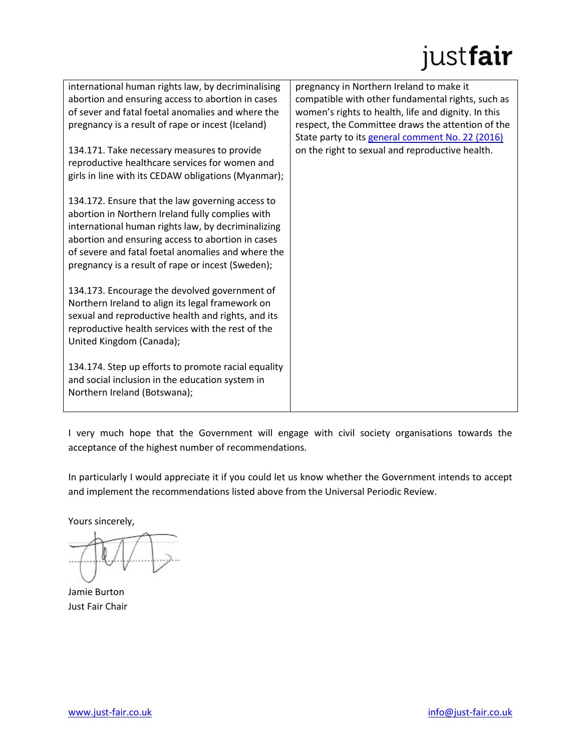| | |
|---|---|
| international human rights law, by decriminalising abortion and ensuring access to abortion in cases of sever and fatal foetal anomalies and where the pregnancy is a result of rape or incest (Iceland)<br><br>134.171. Take necessary measures to provide reproductive healthcare services for women and girls in line with its CEDAW obligations (Myanmar);<br><br>134.172. Ensure that the law governing access to abortion in Northern Ireland fully complies with international human rights law, by decriminalizing abortion and ensuring access to abortion in cases of severe and fatal foetal anomalies and where the pregnancy is a result of rape or incest (Sweden);<br><br>134.173. Encourage the devolved government of Northern Ireland to align its legal framework on sexual and reproductive health and rights, and its reproductive health services with the rest of the United Kingdom (Canada);<br><br>134.174. Step up efforts to promote racial equality and social inclusion in the education system in Northern Ireland (Botswana); | pregnancy in Northern Ireland to make it compatible with other fundamental rights, such as women's rights to health, life and dignity. In this respect, the Committee draws the attention of the State party to its general comment No. 22 (2016) on the right to sexual and reproductive health. |

I very much hope that the Government will engage with civil society organisations towards the acceptance of the highest number of recommendations.

In particularly I would appreciate it if you could let us know whether the Government intends to accept and implement the recommendations listed above from the Universal Periodic Review.

Yours sincerely,

Jamie Burton
Just Fair Chair

www.just-fair.co.uk info@just-fair.co.uk